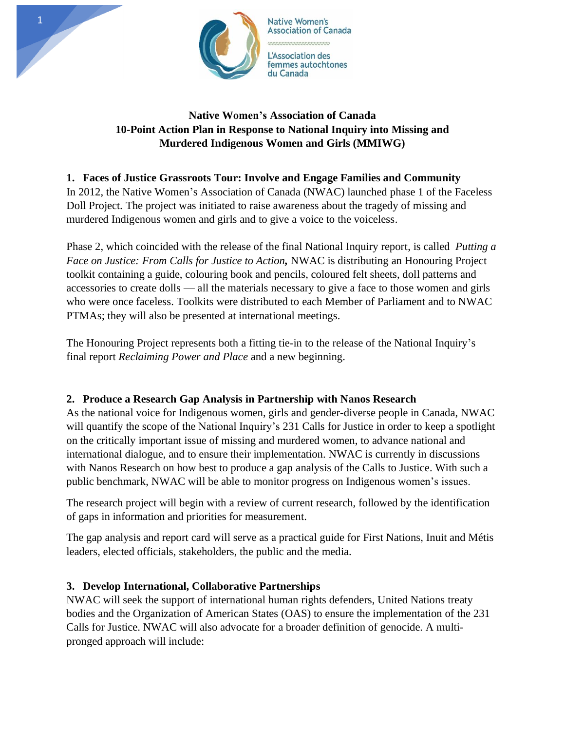# Native Women's Association of Canada 10-Point Action Plan in Response to National Inquiry into Missing and Murdered Indigenous Women and Girls (MMIWG)

## 1. Faces of Justice Grassroots Tour: Involve and Engage Families and Community

In 2012, the Native Women's Association of Canada (NWAC) launched phase 1 of the Faceless Doll Project. The project was initiated to raise awareness about the tragedy of missing and murdered Indigenous women and girls and to give a voice to the voiceless.

Phase 2, which coincided with the release of the final National Inquiry report, is called *Putting a Face on Justice: From Calls for Justice to Action,* NWAC is distributing an Honouring Project toolkit containing a guide, colouring book and pencils, coloured felt sheets, doll patterns and accessories to create dolls — all the materials necessary to give a face to those women and girls who were once faceless. Toolkits were distributed to each Member of Parliament and to NWAC PTMAs; they will also be presented at international meetings.

The Honouring Project represents both a fitting tie-in to the release of the National Inquiry's final report *Reclaiming Power and Place* and a new beginning.

## 2. Produce a Research Gap Analysis in Partnership with Nanos Research

As the national voice for Indigenous women, girls and gender-diverse people in Canada, NWAC will quantify the scope of the National Inquiry's 231 Calls for Justice in order to keep a spotlight on the critically important issue of missing and murdered women, to advance national and international dialogue, and to ensure their implementation. NWAC is currently in discussions with Nanos Research on how best to produce a gap analysis of the Calls to Justice. With such a public benchmark, NWAC will be able to monitor progress on Indigenous women's issues.

The research project will begin with a review of current research, followed by the identification of gaps in information and priorities for measurement.

The gap analysis and report card will serve as a practical guide for First Nations, Inuit and Métis leaders, elected officials, stakeholders, the public and the media.

## 3. Develop International, Collaborative Partnerships

NWAC will seek the support of international human rights defenders, United Nations treaty bodies and the Organization of American States (OAS) to ensure the implementation of the 231 Calls for Justice. NWAC will also advocate for a broader definition of genocide. A multi-pronged approach will include: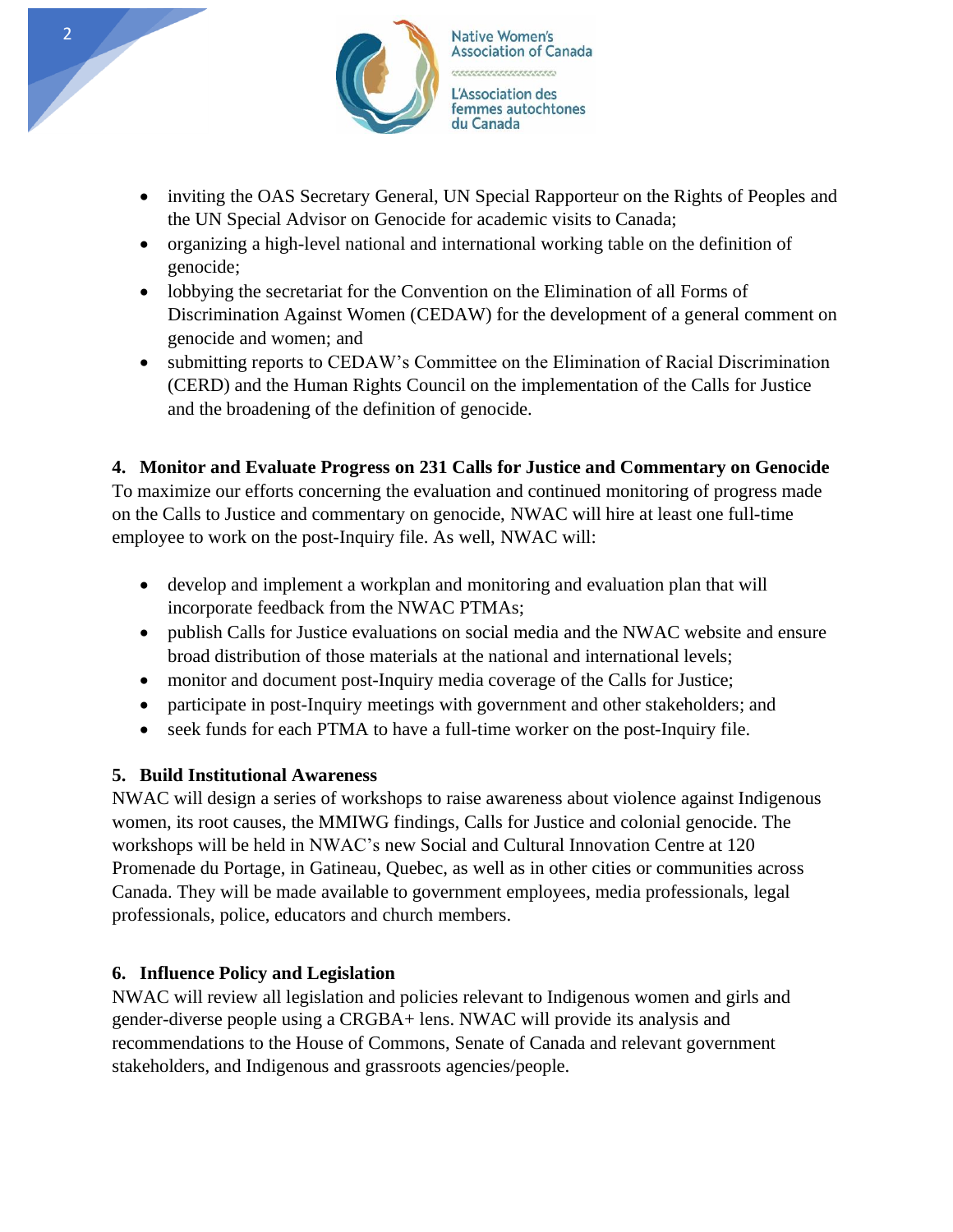- inviting the OAS Secretary General, UN Special Rapporteur on the Rights of Peoples and the UN Special Advisor on Genocide for academic visits to Canada;
- organizing a high-level national and international working table on the definition of genocide;
- lobbying the secretariat for the Convention on the Elimination of all Forms of Discrimination Against Women (CEDAW) for the development of a general comment on genocide and women; and
- submitting reports to CEDAW's Committee on the Elimination of Racial Discrimination (CERD) and the Human Rights Council on the implementation of the Calls for Justice and the broadening of the definition of genocide.

**4. Monitor and Evaluate Progress on 231 Calls for Justice and Commentary on Genocide**

To maximize our efforts concerning the evaluation and continued monitoring of progress made on the Calls to Justice and commentary on genocide, NWAC will hire at least one full-time employee to work on the post-Inquiry file. As well, NWAC will:

- develop and implement a workplan and monitoring and evaluation plan that will incorporate feedback from the NWAC PTMAs;
- publish Calls for Justice evaluations on social media and the NWAC website and ensure broad distribution of those materials at the national and international levels;
- monitor and document post-Inquiry media coverage of the Calls for Justice;
- participate in post-Inquiry meetings with government and other stakeholders; and
- seek funds for each PTMA to have a full-time worker on the post-Inquiry file.

**5. Build Institutional Awareness**

NWAC will design a series of workshops to raise awareness about violence against Indigenous women, its root causes, the MMIWG findings, Calls for Justice and colonial genocide. The workshops will be held in NWAC's new Social and Cultural Innovation Centre at 120 Promenade du Portage, in Gatineau, Quebec, as well as in other cities or communities across Canada. They will be made available to government employees, media professionals, legal professionals, police, educators and church members.

**6. Influence Policy and Legislation**

NWAC will review all legislation and policies relevant to Indigenous women and girls and gender-diverse people using a CRGBA+ lens. NWAC will provide its analysis and recommendations to the House of Commons, Senate of Canada and relevant government stakeholders, and Indigenous and grassroots agencies/people.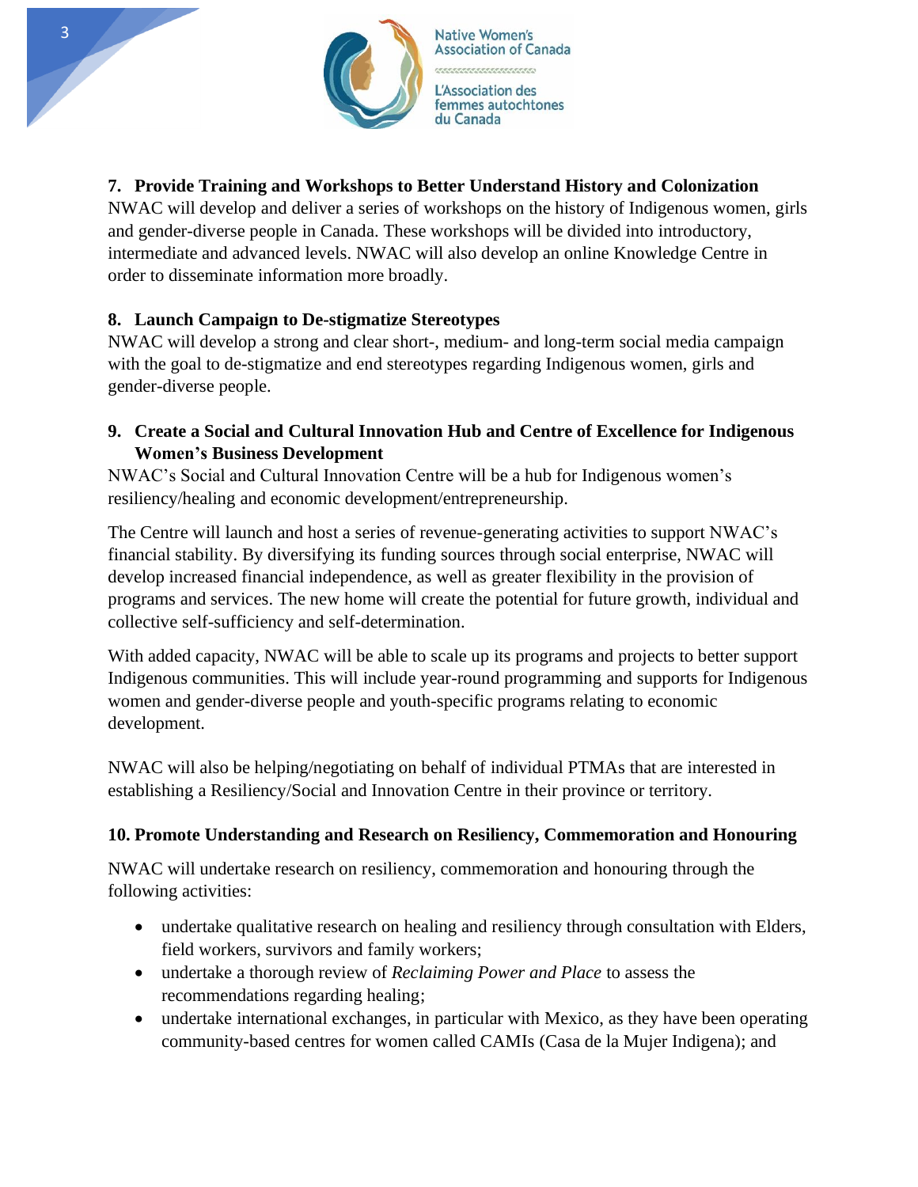### 7. Provide Training and Workshops to Better Understand History and Colonization

NWAC will develop and deliver a series of workshops on the history of Indigenous women, girls and gender-diverse people in Canada. These workshops will be divided into introductory, intermediate and advanced levels. NWAC will also develop an online Knowledge Centre in order to disseminate information more broadly.

### 8. Launch Campaign to De-stigmatize Stereotypes

NWAC will develop a strong and clear short-, medium- and long-term social media campaign with the goal to de-stigmatize and end stereotypes regarding Indigenous women, girls and gender-diverse people.

### 9. Create a Social and Cultural Innovation Hub and Centre of Excellence for Indigenous Women's Business Development

NWAC's Social and Cultural Innovation Centre will be a hub for Indigenous women's resiliency/healing and economic development/entrepreneurship.

The Centre will launch and host a series of revenue-generating activities to support NWAC's financial stability. By diversifying its funding sources through social enterprise, NWAC will develop increased financial independence, as well as greater flexibility in the provision of programs and services. The new home will create the potential for future growth, individual and collective self-sufficiency and self-determination.

With added capacity, NWAC will be able to scale up its programs and projects to better support Indigenous communities. This will include year-round programming and supports for Indigenous women and gender-diverse people and youth-specific programs relating to economic development.

NWAC will also be helping/negotiating on behalf of individual PTMAs that are interested in establishing a Resiliency/Social and Innovation Centre in their province or territory.

### 10. Promote Understanding and Research on Resiliency, Commemoration and Honouring

NWAC will undertake research on resiliency, commemoration and honouring through the following activities:

- undertake qualitative research on healing and resiliency through consultation with Elders, field workers, survivors and family workers;
- undertake a thorough review of *Reclaiming Power and Place* to assess the recommendations regarding healing;
- undertake international exchanges, in particular with Mexico, as they have been operating community-based centres for women called CAMIs (Casa de la Mujer Indigena); and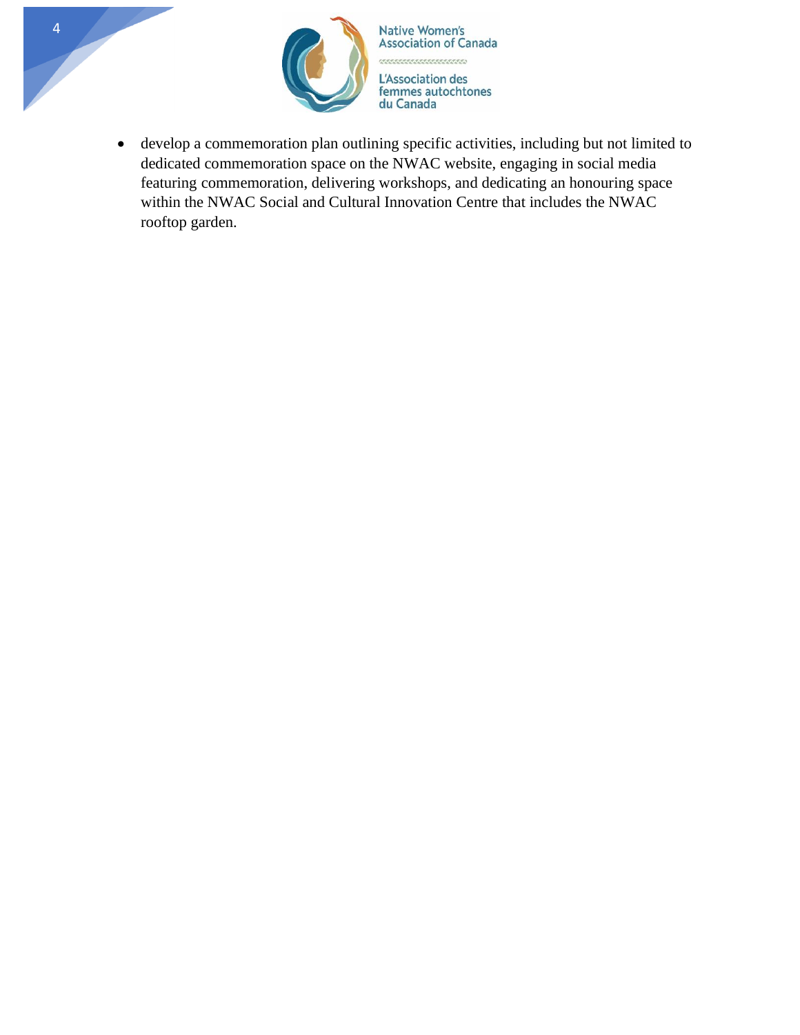- develop a commemoration plan outlining specific activities, including but not limited to dedicated commemoration space on the NWAC website, engaging in social media featuring commemoration, delivering workshops, and dedicating an honouring space within the NWAC Social and Cultural Innovation Centre that includes the NWAC rooftop garden.